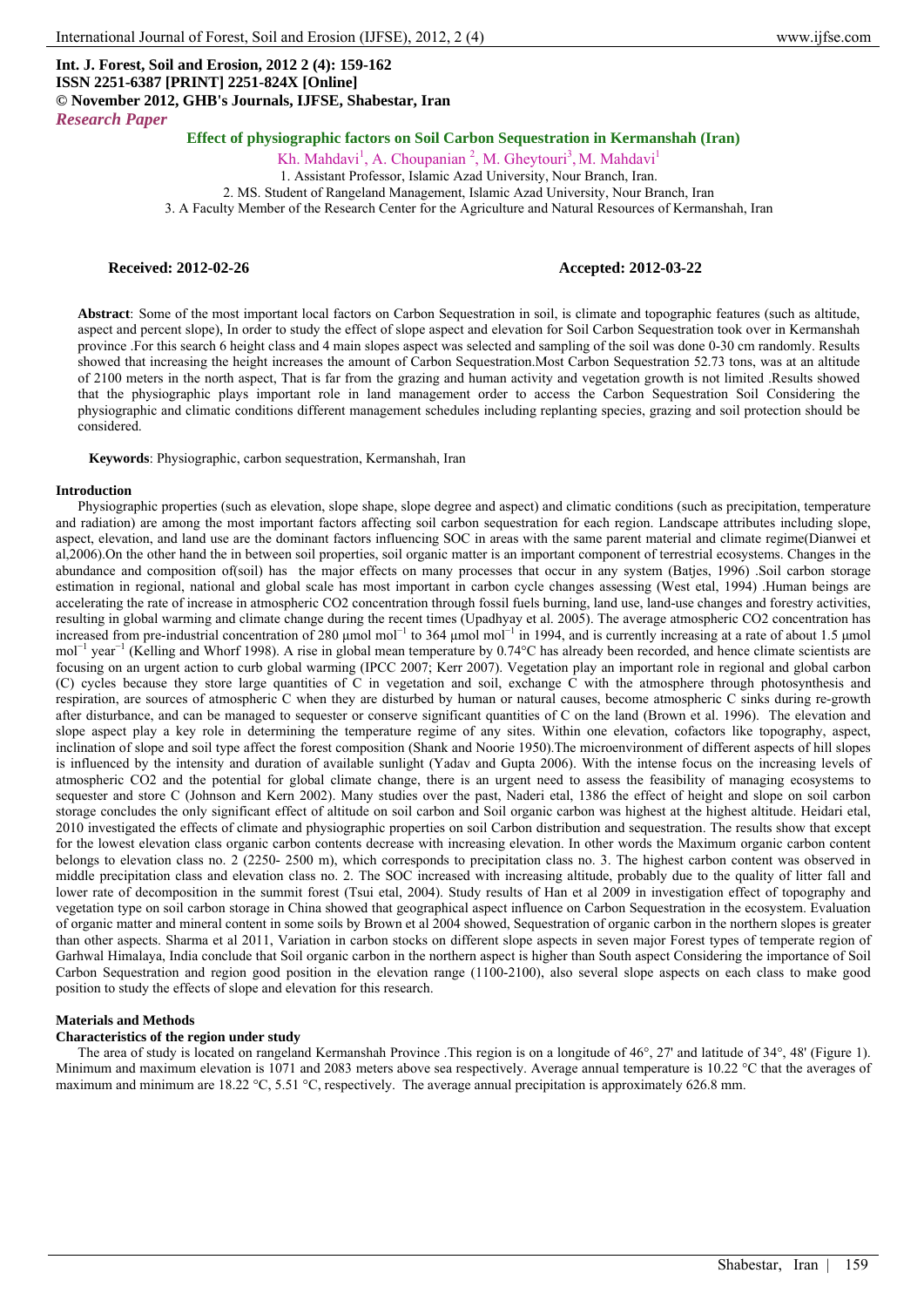**Int. J. Forest, Soil and Erosion, 2012 2 (4): 159-162**
**ISSN 2251-6387 [PRINT] 2251-824X [Online]**
**© November 2012, GHB's Journals, IJFSE, Shabestar, Iran**
***Research Paper***

## Effect of physiographic factors on Soil Carbon Sequestration in Kermanshah (Iran)

Kh. Mahdavi[1], A. Choupanian [2], M. Gheytouri[3], M. Mahdavi[1]

1. Assistant Professor, Islamic Azad University, Nour Branch, Iran.
2. MS. Student of Rangeland Management, Islamic Azad University, Nour Branch, Iran
3. A Faculty Member of the Research Center for the Agriculture and Natural Resources of Kermanshah, Iran

**Received: 2012-02-26** **Accepted: 2012-03-22**

**Abstract**: Some of the most important local factors on Carbon Sequestration in soil, is climate and topographic features (such as altitude, aspect and percent slope), In order to study the effect of slope aspect and elevation for Soil Carbon Sequestration took over in Kermanshah province .For this search 6 height class and 4 main slopes aspect was selected and sampling of the soil was done 0-30 cm randomly. Results showed that increasing the height increases the amount of Carbon Sequestration.Most Carbon Sequestration 52.73 tons, was at an altitude of 2100 meters in the north aspect, That is far from the grazing and human activity and vegetation growth is not limited .Results showed that the physiographic plays important role in land management order to access the Carbon Sequestration Soil Considering the physiographic and climatic conditions different management schedules including replanting species, grazing and soil protection should be considered.

**Keywords**: Physiographic, carbon sequestration, Kermanshah, Iran

### Introduction

Physiographic properties (such as elevation, slope shape, slope degree and aspect) and climatic conditions (such as precipitation, temperature and radiation) are among the most important factors affecting soil carbon sequestration for each region. Landscape attributes including slope, aspect, elevation, and land use are the dominant factors influencing SOC in areas with the same parent material and climate regime(Dianwei et al,2006).On the other hand the in between soil properties, soil organic matter is an important component of terrestrial ecosystems. Changes in the abundance and composition of(soil) has the major effects on many processes that occur in any system (Batjes, 1996) .Soil carbon storage estimation in regional, national and global scale has most important in carbon cycle changes assessing (West etal, 1994) .Human beings are accelerating the rate of increase in atmospheric $CO_2$ concentration through fossil fuels burning, land use, land-use changes and forestry activities, resulting in global warming and climate change during the recent times (Upadhyay et al. 2005). The average atmospheric $CO_2$ concentration has increased from pre-industrial concentration of 280 $\mu mol\ mol^{-1}$ to 364 $\mu mol\ mol^{-1}$ in 1994, and is currently increasing at a rate of about 1.5 $\mu mol\ mol^{-1}\ year^{-1}$ (Kelling and Whorf 1998). A rise in global mean temperature by 0.74°C has already been recorded, and hence climate scientists are focusing on an urgent action to curb global warming (IPCC 2007; Kerr 2007). Vegetation play an important role in regional and global carbon (C) cycles because they store large quantities of C in vegetation and soil, exchange C with the atmosphere through photosynthesis and respiration, are sources of atmospheric C when they are disturbed by human or natural causes, become atmospheric C sinks during re-growth after disturbance, and can be managed to sequester or conserve significant quantities of C on the land (Brown et al. 1996). The elevation and slope aspect play a key role in determining the temperature regime of any sites. Within one elevation, cofactors like topography, aspect, inclination of slope and soil type affect the forest composition (Shank and Noorie 1950).The microenvironment of different aspects of hill slopes is influenced by the intensity and duration of available sunlight (Yadav and Gupta 2006). With the intense focus on the increasing levels of atmospheric $CO_2$ and the potential for global climate change, there is an urgent need to assess the feasibility of managing ecosystems to sequester and store C (Johnson and Kern 2002). Many studies over the past, Naderi etal, 1386 the effect of height and slope on soil carbon storage concludes the only significant effect of altitude on soil carbon and Soil organic carbon was highest at the highest altitude. Heidari etal, 2010 investigated the effects of climate and physiographic properties on soil Carbon distribution and sequestration. The results show that except for the lowest elevation class organic carbon contents decrease with increasing elevation. In other words the Maximum organic carbon content belongs to elevation class no. 2 (2250- 2500 m), which corresponds to precipitation class no. 3. The highest carbon content was observed in middle precipitation class and elevation class no. 2. The SOC increased with increasing altitude, probably due to the quality of litter fall and lower rate of decomposition in the summit forest (Tsui etal, 2004). Study results of Han et al 2009 in investigation effect of topography and vegetation type on soil carbon storage in China showed that geographical aspect influence on Carbon Sequestration in the ecosystem. Evaluation of organic matter and mineral content in some soils by Brown et al 2004 showed, Sequestration of organic carbon in the northern slopes is greater than other aspects. Sharma et al 2011, Variation in carbon stocks on different slope aspects in seven major Forest types of temperate region of Garhwal Himalaya, India conclude that Soil organic carbon in the northern aspect is higher than South aspect Considering the importance of Soil Carbon Sequestration and region good position in the elevation range (1100-2100), also several slope aspects on each class to make good position to study the effects of slope and elevation for this research.

### Materials and Methods

#### Characteristics of the region under study

The area of study is located on rangeland Kermanshah Province .This region is on a longitude of 46°, 27' and latitude of 34°, 48' (Figure 1). Minimum and maximum elevation is 1071 and 2083 meters above sea respectively. Average annual temperature is 10.22 °C that the averages of maximum and minimum are 18.22 °C, 5.51 °C, respectively. The average annual precipitation is approximately 626.8 mm.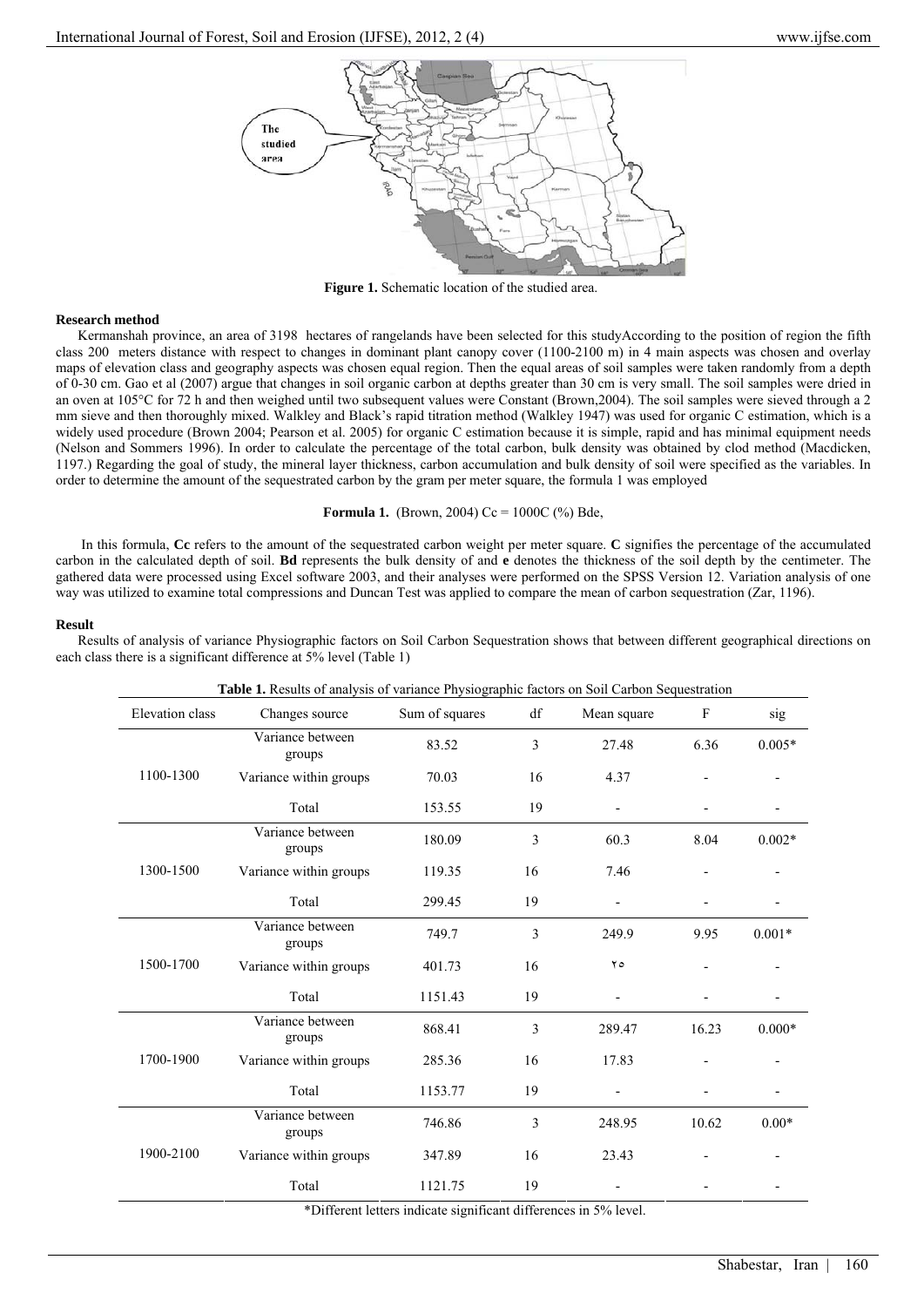Figure 1. Schematic location of the studied area.

**Research method**

Kermanshah province, an area of 3198 hectares of rangelands have been selected for this studyAccording to the position of region the fifth class 200 meters distance with respect to changes in dominant plant canopy cover (1100-2100 m) in 4 main aspects was chosen and overlay maps of elevation class and geography aspects was chosen equal region. Then the equal areas of soil samples were taken randomly from a depth of 0-30 cm. Gao et al (2007) argue that changes in soil organic carbon at depths greater than 30 cm is very small. The soil samples were dried in an oven at 105°C for 72 h and then weighed until two subsequent values were Constant (Brown,2004). The soil samples were sieved through a 2 mm sieve and then thoroughly mixed. Walkley and Black's rapid titration method (Walkley 1947) was used for organic C estimation, which is a widely used procedure (Brown 2004; Pearson et al. 2005) for organic C estimation because it is simple, rapid and has minimal equipment needs (Nelson and Sommers 1996). In order to calculate the percentage of the total carbon, bulk density was obtained by clod method (Macdicken, 1197.) Regarding the goal of study, the mineral layer thickness, carbon accumulation and bulk density of soil were specified as the variables. In order to determine the amount of the sequestrated carbon by the gram per meter square, the formula 1 was employed

**Formula 1.** (Brown, 2004) Cc = 1000C (%) Bde,

In this formula, **Cc** refers to the amount of the sequestrated carbon weight per meter square. **C** signifies the percentage of the accumulated carbon in the calculated depth of soil. **Bd** represents the bulk density of and **e** denotes the thickness of the soil depth by the centimeter. The gathered data were processed using Excel software 2003, and their analyses were performed on the SPSS Version 12. Variation analysis of one way was utilized to examine total compressions and Duncan Test was applied to compare the mean of carbon sequestration (Zar, 1196).

**Result**

Results of analysis of variance Physiographic factors on Soil Carbon Sequestration shows that between different geographical directions on each class there is a significant difference at 5% level (Table 1)

**Table 1.** Results of analysis of variance Physiographic factors on Soil Carbon Sequestration

| Elevation class | Changes source | Sum of squares | df | Mean square | F | sig |
|---|---|---|---|---|---|---|
| 1100-1300 | Variance between groups | 83.52 | 3 | 27.48 | 6.36 | 0.005* |
| | Variance within groups | 70.03 | 16 | 4.37 | - | - |
| | Total | 153.55 | 19 | - | - | - |
| 1300-1500 | Variance between groups | 180.09 | 3 | 60.3 | 8.04 | 0.002* |
| | Variance within groups | 119.35 | 16 | 7.46 | - | - |
| | Total | 299.45 | 19 | - | - | - |
| 1500-1700 | Variance between groups | 749.7 | 3 | 249.9 | 9.95 | 0.001* |
| | Variance within groups | 401.73 | 16 | ۲۵ | - | - |
| | Total | 1151.43 | 19 | - | - | - |
| 1700-1900 | Variance between groups | 868.41 | 3 | 289.47 | 16.23 | 0.000* |
| | Variance within groups | 285.36 | 16 | 17.83 | - | - |
| | Total | 1153.77 | 19 | - | - | - |
| 1900-2100 | Variance between groups | 746.86 | 3 | 248.95 | 10.62 | 0.00* |
| | Variance within groups | 347.89 | 16 | 23.43 | - | - |
| | Total | 1121.75 | 19 | - | - | - |

*Different letters indicate significant differences in 5% level.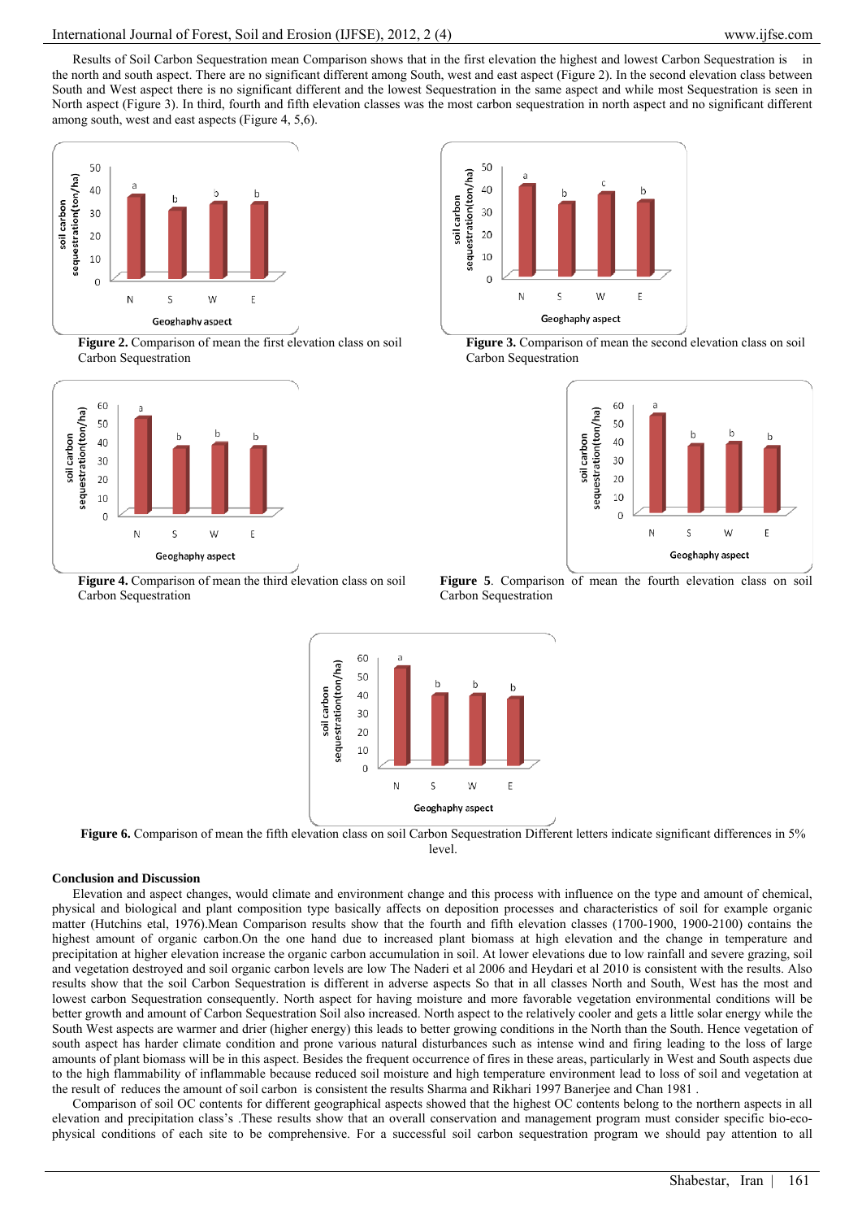Results of Soil Carbon Sequestration mean Comparison shows that in the first elevation the highest and lowest Carbon Sequestration is in the north and south aspect. There are no significant different among South, west and east aspect (Figure 2). In the second elevation class between South and West aspect there is no significant different and the lowest Sequestration in the same aspect and while most Sequestration is seen in North aspect (Figure 3). In third, fourth and fifth elevation classes was the most carbon sequestration in north aspect and no significant different among south, west and east aspects (Figure 4, 5,6).

soil carbon sequestration(ton/ha)
50
40
30
20
10
0
a b b b
N S W E
Geoghaphy aspect

**Figure 2.** Comparison of mean the first elevation class on soil Carbon Sequestration

soil carbon sequestration(ton/ha)
50
40
30
20
10
0
a b c b
N S W E
Geoghaphy aspect

**Figure 3.** Comparison of mean the second elevation class on soil Carbon Sequestration

soil carbon sequestration(ton/ha)
60
50
40
30
20
10
0
a b b b
N S W E
Geoghaphy aspect

**Figure 4.** Comparison of mean the third elevation class on soil Carbon Sequestration

soil carbon sequestration(ton/ha)
60
50
40
30
20
10
0
a b b b
N S W E
Geoghaphy aspect

**Figure 5**. Comparison of mean the fourth elevation class on soil Carbon Sequestration

soil carbon sequestration(ton/ha)
60
50
40
30
20
10
0
a b b b
N S W E
Geoghaphy aspect

**Figure 6.** Comparison of mean the fifth elevation class on soil Carbon Sequestration Different letters indicate significant differences in 5% level.

## Conclusion and Discussion

Elevation and aspect changes, would climate and environment change and this process with influence on the type and amount of chemical, physical and biological and plant composition type basically affects on deposition processes and characteristics of soil for example organic matter (Hutchins etal, 1976).Mean Comparison results show that the fourth and fifth elevation classes (1700-1900, 1900-2100) contains the highest amount of organic carbon.On the one hand due to increased plant biomass at high elevation and the change in temperature and precipitation at higher elevation increase the organic carbon accumulation in soil. At lower elevations due to low rainfall and severe grazing, soil and vegetation destroyed and soil organic carbon levels are low The Naderi et al 2006 and Heydari et al 2010 is consistent with the results. Also results show that the soil Carbon Sequestration is different in adverse aspects So that in all classes North and South, West has the most and lowest carbon Sequestration consequently. North aspect for having moisture and more favorable vegetation environmental conditions will be better growth and amount of Carbon Sequestration Soil also increased. North aspect to the relatively cooler and gets a little solar energy while the South West aspects are warmer and drier (higher energy) this leads to better growing conditions in the North than the South. Hence vegetation of south aspect has harder climate condition and prone various natural disturbances such as intense wind and firing leading to the loss of large amounts of plant biomass will be in this aspect. Besides the frequent occurrence of fires in these areas, particularly in West and South aspects due to the high flammability of inflammable because reduced soil moisture and high temperature environment lead to loss of soil and vegetation at the result of reduces the amount of soil carbon is consistent the results Sharma and Rikhari 1997 Banerjee and Chan 1981 .

Comparison of soil OC contents for different geographical aspects showed that the highest OC contents belong to the northern aspects in all elevation and precipitation class's .These results show that an overall conservation and management program must consider specific bio-eco-physical conditions of each site to be comprehensive. For a successful soil carbon sequestration program we should pay attention to all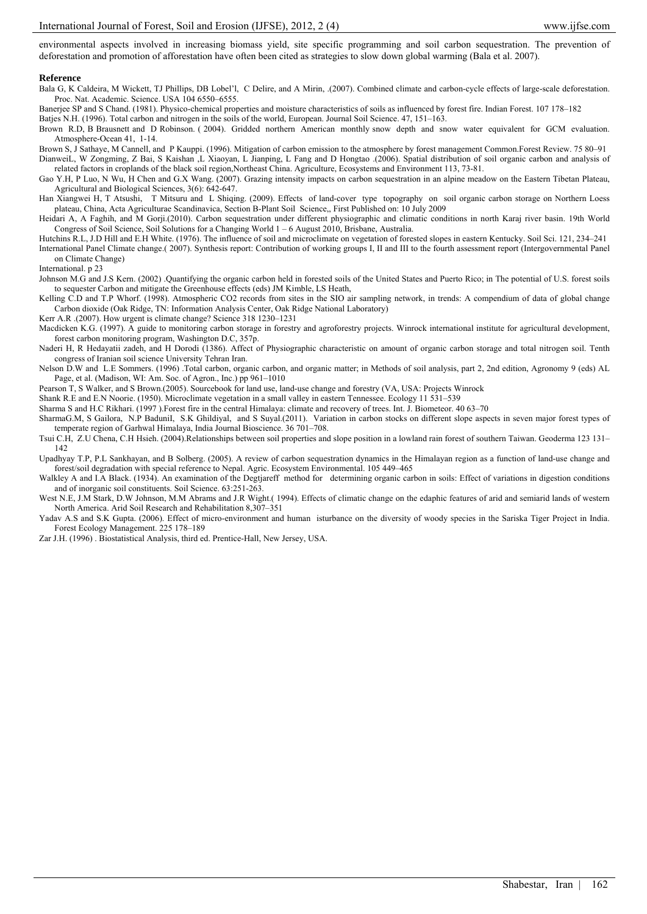environmental aspects involved in increasing biomass yield, site specific programming and soil carbon sequestration. The prevention of deforestation and promotion of afforestation have often been cited as strategies to slow down global warming (Bala et al. 2007).

## Reference

Bala G, K Caldeira, M Wickett, TJ Phillips, DB Lobel'l, C Delire, and A Mirin, .(2007). Combined climate and carbon-cycle effects of large-scale deforestation. Proc. Nat. Academic. Science. USA 104 6550–6555.

Banerjee SP and S Chand. (1981). Physico-chemical properties and moisture characteristics of soils as influenced by forest fire. Indian Forest. 107 178–182

Batjes N.H. (1996). Total carbon and nitrogen in the soils of the world, European. Journal Soil Science. 47, 151–163.

Brown R.D, B Brausnett and D Robinson. ( 2004). Gridded northern American monthly snow depth and snow water equivalent for GCM evaluation. Atmosphere-Ocean 41, 1-14.

Brown S, J Sathaye, M Cannell, and P Kauppi. (1996). Mitigation of carbon emission to the atmosphere by forest management Common.Forest Review. 75 80–91

DianweiL, W Zongming, Z Bai, S Kaishan ,L Xiaoyan, L Jianping, L Fang and D Hongtao .(2006). Spatial distribution of soil organic carbon and analysis of related factors in croplands of the black soil region,Northeast China. Agriculture, Ecosystems and Environment 113, 73-81.

Gao Y.H, P Luo, N Wu, H Chen and G.X Wang. (2007). Grazing intensity impacts on carbon sequestration in an alpine meadow on the Eastern Tibetan Plateau, Agricultural and Biological Sciences, 3(6): 642-647.

Han Xiangwei H, T Atsushi, T Mitsuru and L Shiqing. (2009). Effects of land-cover type topography on soil organic carbon storage on Northern Loess plateau, China, Acta Agriculturae Scandinavica, Section B-Plant Soil Science,, First Published on: 10 July 2009

Heidari A, A Faghih, and M Gorji.(2010). Carbon sequestration under different physiographic and climatic conditions in north Karaj river basin. 19th World Congress of Soil Science, Soil Solutions for a Changing World 1 – 6 August 2010, Brisbane, Australia.

Hutchins R.L, J.D Hill and E.H White. (1976). The influence of soil and microclimate on vegetation of forested slopes in eastern Kentucky. Soil Sci. 121, 234–241

International Panel Climate change.( 2007). Synthesis report: Contribution of working groups I, II and III to the fourth assessment report (Intergovernmental Panel on Climate Change)

International. p 23

Johnson M.G and J.S Kern. (2002) .Quantifying the organic carbon held in forested soils of the United States and Puerto Rico; in The potential of U.S. forest soils to sequester Carbon and mitigate the Greenhouse effects (eds) JM Kimble, LS Heath,

Kelling C.D and T.P Whorf. (1998). Atmospheric CO2 records from sites in the SIO air sampling network, in trends: A compendium of data of global change Carbon dioxide (Oak Ridge, TN: Information Analysis Center, Oak Ridge National Laboratory)

Kerr A.R .(2007). How urgent is climate change? Science 318 1230–1231

Macdicken K.G. (1997). A guide to monitoring carbon storage in forestry and agroforestry projects. Winrock international institute for agricultural development, forest carbon monitoring program, Washington D.C, 357p.

Naderi H, R Hedayatii zadeh, and H Dorodi (1386). Affect of Physiographic characteristic on amount of organic carbon storage and total nitrogen soil. Tenth congress of Iranian soil science University Tehran Iran.

Nelson D.W and L.E Sommers. (1996) .Total carbon, organic carbon, and organic matter; in Methods of soil analysis, part 2, 2nd edition, Agronomy 9 (eds) AL Page, et al. (Madison, WI: Am. Soc. of Agron., Inc.) pp 961–1010

Pearson T, S Walker, and S Brown.(2005). Sourcebook for land use, land-use change and forestry (VA, USA: Projects Winrock

Shank R.E and E.N Noorie. (1950). Microclimate vegetation in a small valley in eastern Tennessee. Ecology 11 531–539

Sharma S and H.C Rikhari. (1997 ).Forest fire in the central Himalaya: climate and recovery of trees. Int. J. Biometeor. 40 63–70

SharmaG.M, S Gailora, N.P BaduniI, S.K Ghildiyal, and S Suyal.(2011). Variation in carbon stocks on different slope aspects in seven major forest types of temperate region of Garhwal Himalaya, India Journal Bioscience. 36 701–708.

Tsui C.H, Z.U Chena, C.H Hsieh. (2004).Relationships between soil properties and slope position in a lowland rain forest of southern Taiwan. Geoderma 123 131–142

Upadhyay T.P, P.L Sankhayan, and B Solberg. (2005). A review of carbon sequestration dynamics in the Himalayan region as a function of land-use change and forest/soil degradation with special reference to Nepal. Agric. Ecosystem Environmental. 105 449–465

Walkley A and I.A Black. (1934). An examination of the Degtjareff method for determining organic carbon in soils: Effect of variations in digestion conditions and of inorganic soil constituents. Soil Science. 63:251-263.

West N.E, J.M Stark, D.W Johnson, M.M Abrams and J.R Wight.( 1994). Effects of climatic change on the edaphic features of arid and semiarid lands of western North America. Arid Soil Research and Rehabilitation 8,307–351

Yadav A.S and S.K Gupta. (2006). Effect of micro-environment and human isturbance on the diversity of woody species in the Sariska Tiger Project in India. Forest Ecology Management. 225 178–189

Zar J.H. (1996) . Biostatistical Analysis, third ed. Prentice-Hall, New Jersey, USA.